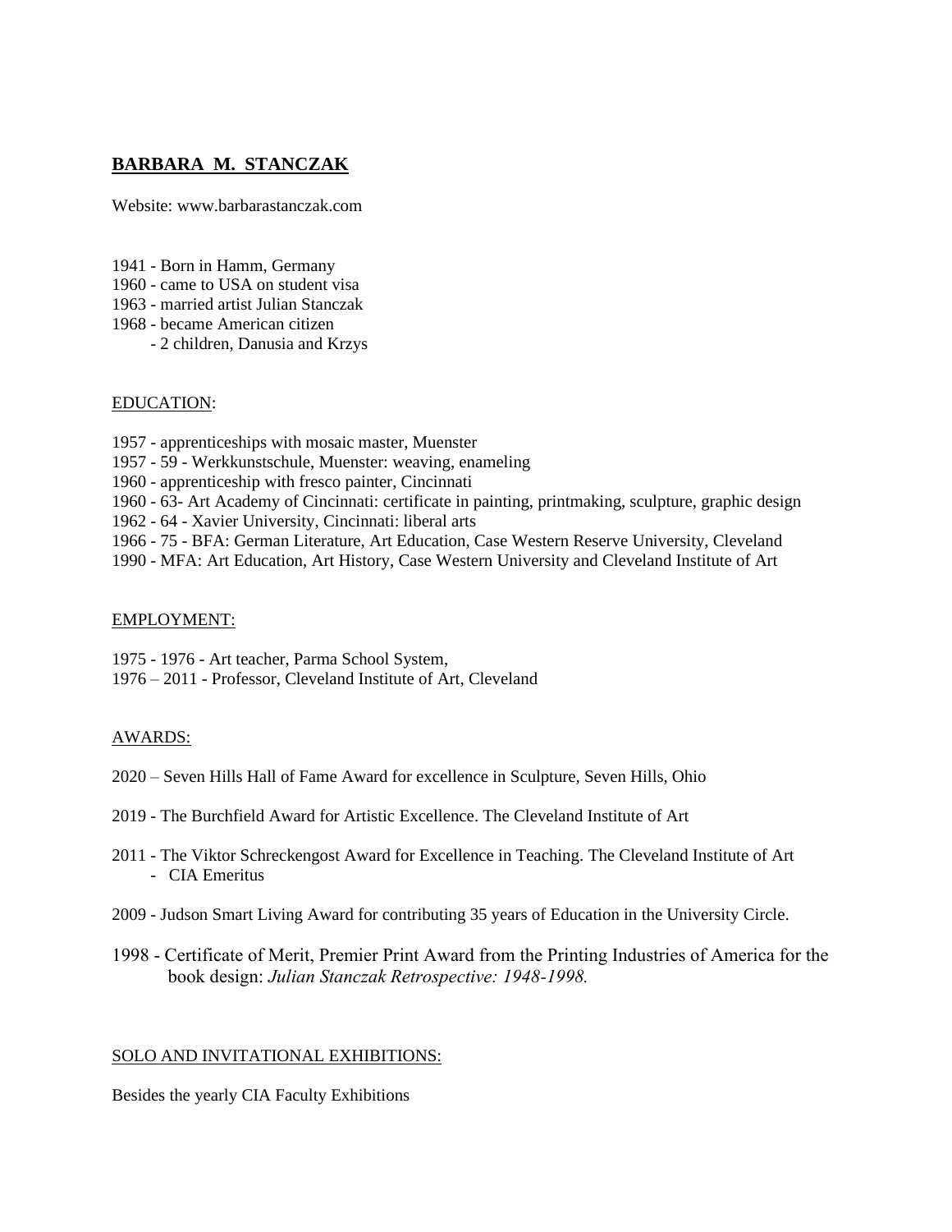# BARBARA M. STANCZAK

Website: www.barbarastanczak.com

1941 - Born in Hamm, Germany
1960 - came to USA on student visa
1963 - married artist Julian Stanczak
1968 - became American citizen
- 2 children, Danusia and Krzys

## EDUCATION:

1957 - apprenticeships with mosaic master, Muenster
1957 - 59 - Werkkunstschule, Muenster: weaving, enameling
1960 - apprenticeship with fresco painter, Cincinnati
1960 - 63- Art Academy of Cincinnati: certificate in painting, printmaking, sculpture, graphic design
1962 - 64 - Xavier University, Cincinnati: liberal arts
1966 - 75 - BFA: German Literature, Art Education, Case Western Reserve University, Cleveland
1990 - MFA: Art Education, Art History, Case Western University and Cleveland Institute of Art

## EMPLOYMENT:

1975 - 1976 - Art teacher, Parma School System,
1976 – 2011 - Professor, Cleveland Institute of Art, Cleveland

## AWARDS:

2020 – Seven Hills Hall of Fame Award for excellence in Sculpture, Seven Hills, Ohio

2019 - The Burchfield Award for Artistic Excellence. The Cleveland Institute of Art

2011 - The Viktor Schreckengost Award for Excellence in Teaching. The Cleveland Institute of Art
- CIA Emeritus

2009 - Judson Smart Living Award for contributing 35 years of Education in the University Circle.

1998 - Certificate of Merit, Premier Print Award from the Printing Industries of America for the book design: *Julian Stanczak Retrospective: 1948-1998.*

## SOLO AND INVITATIONAL EXHIBITIONS:

Besides the yearly CIA Faculty Exhibitions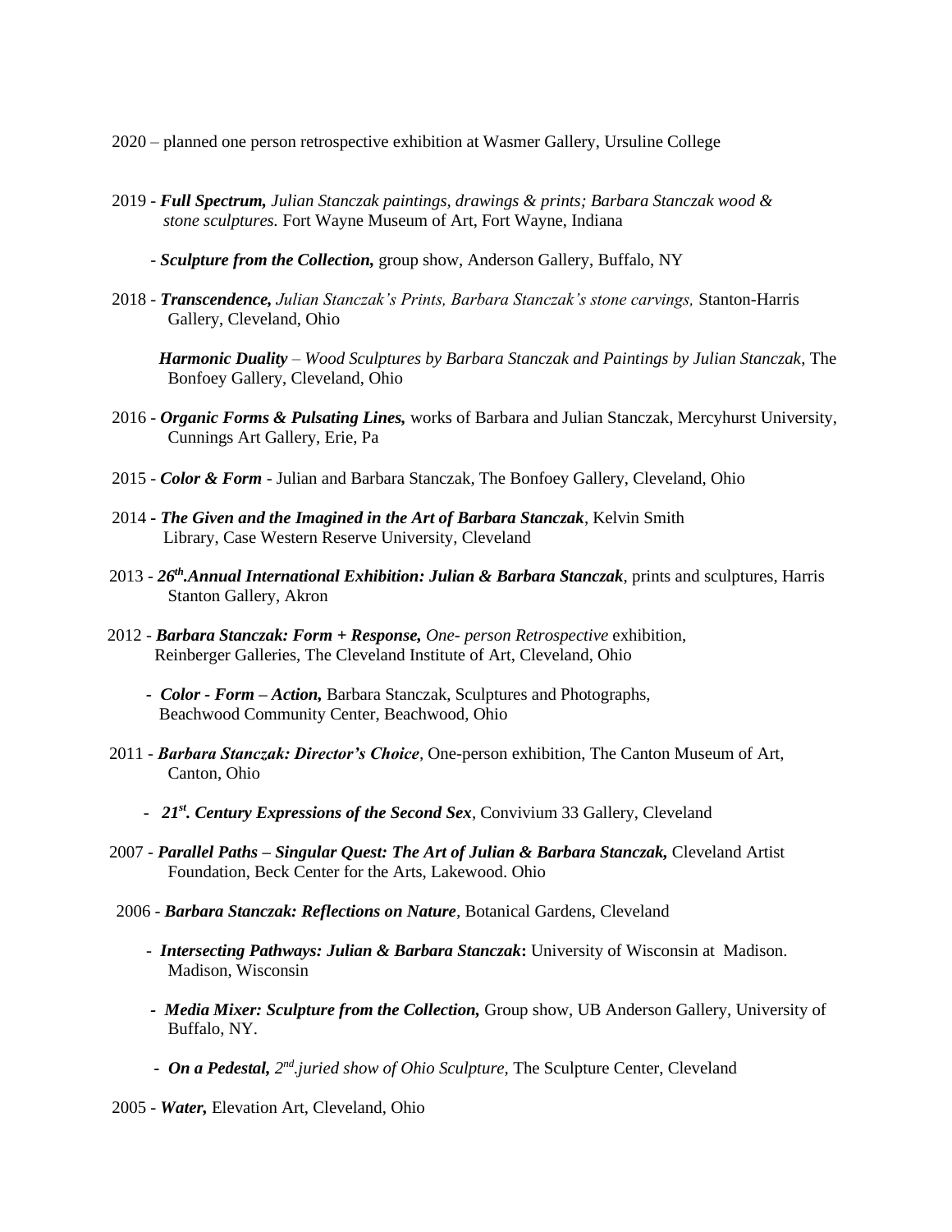2020 – planned one person retrospective exhibition at Wasmer Gallery, Ursuline College

2019 - ***Full Spectrum,*** *Julian Stanczak paintings, drawings & prints; Barbara Stanczak wood & stone sculptures.* Fort Wayne Museum of Art, Fort Wayne, Indiana

- ***Sculpture from the Collection,*** group show, Anderson Gallery, Buffalo, NY

2018 - ***Transcendence,*** *Julian Stanczak's Prints, Barbara Stanczak's stone carvings,* Stanton-Harris Gallery, Cleveland, Ohio

***Harmonic Duality*** – *Wood Sculptures by Barbara Stanczak and Paintings by Julian Stanczak*, The Bonfoey Gallery, Cleveland, Ohio

2016 - ***Organic Forms & Pulsating Lines,*** works of Barbara and Julian Stanczak, Mercyhurst University, Cunnings Art Gallery, Erie, Pa

2015 - ***Color & Form*** - Julian and Barbara Stanczak, The Bonfoey Gallery, Cleveland, Ohio

2014 - ***The Given and the Imagined in the Art of Barbara Stanczak***, Kelvin Smith Library, Case Western Reserve University, Cleveland

2013 - ***26th.Annual International Exhibition: Julian & Barbara Stanczak***, prints and sculptures, Harris Stanton Gallery, Akron

2012 - ***Barbara Stanczak: Form + Response,*** *One- person Retrospective* exhibition, Reinberger Galleries, The Cleveland Institute of Art, Cleveland, Ohio

- ***Color - Form – Action,*** Barbara Stanczak, Sculptures and Photographs, Beachwood Community Center, Beachwood, Ohio

2011 - ***Barbara Stanczak: Director's Choice***, One-person exhibition, The Canton Museum of Art, Canton, Ohio

- ***21st. Century Expressions of the Second Sex***, Convivium 33 Gallery, Cleveland

2007 - ***Parallel Paths – Singular Quest: The Art of Julian & Barbara Stanczak,*** Cleveland Artist Foundation, Beck Center for the Arts, Lakewood. Ohio

2006 - ***Barbara Stanczak: Reflections on Nature***, Botanical Gardens, Cleveland

- ***Intersecting Pathways: Julian & Barbara Stanczak*:** University of Wisconsin at Madison. Madison, Wisconsin

- ***Media Mixer: Sculpture from the Collection,*** Group show, UB Anderson Gallery, University of Buffalo, NY.

- ***On a Pedestal,*** *2nd.juried show of Ohio Sculpture*, The Sculpture Center, Cleveland

2005 - ***Water,*** Elevation Art, Cleveland, Ohio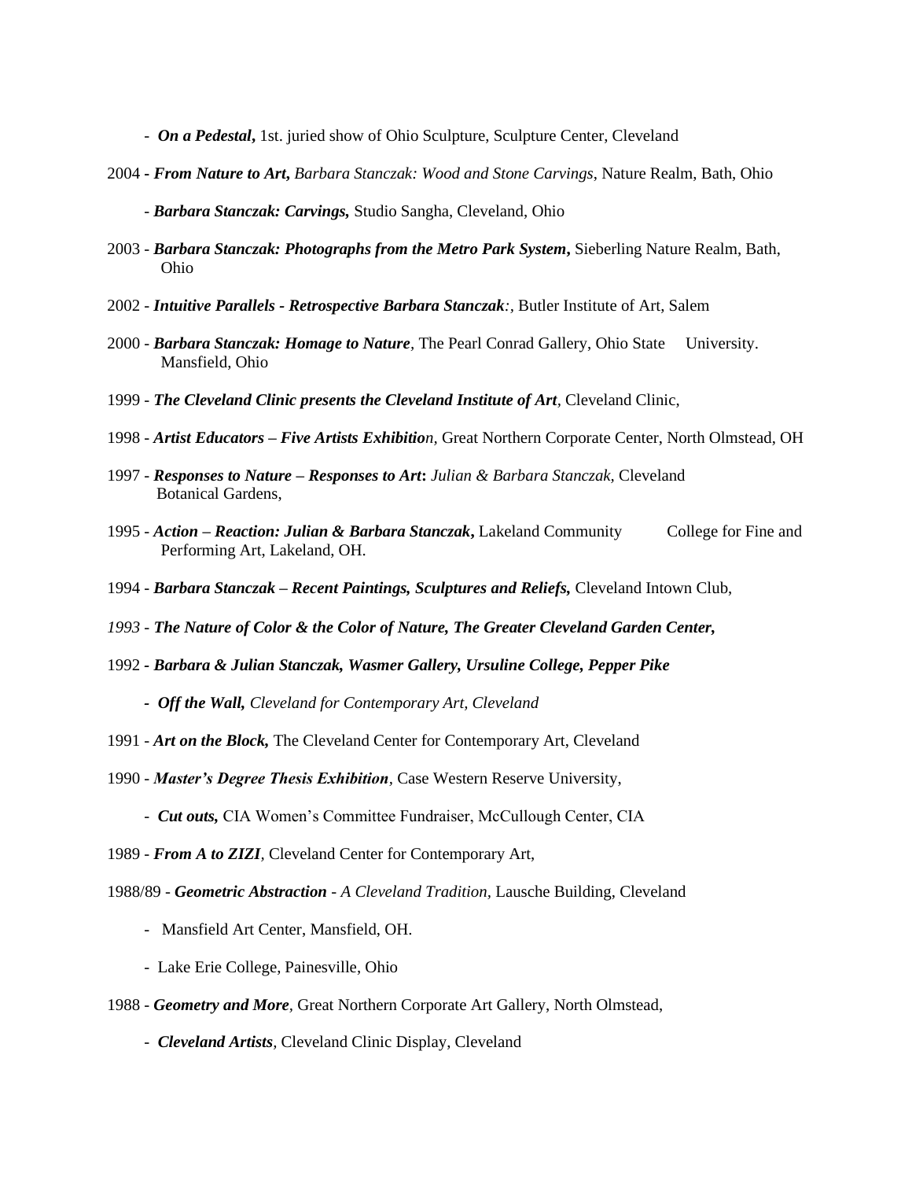- ***On a Pedestal,*** 1st. juried show of Ohio Sculpture, Sculpture Center, Cleveland

2004 - ***From Nature to Art,*** *Barbara Stanczak: Wood and Stone Carvings*, Nature Realm, Bath, Ohio

- ***Barbara Stanczak: Carvings,*** Studio Sangha, Cleveland, Ohio

2003 - ***Barbara Stanczak: Photographs from the Metro Park System,*** Sieberling Nature Realm, Bath, Ohio

2002 - ***Intuitive Parallels - Retrospective Barbara Stanczak****:*, Butler Institute of Art, Salem

2000 - ***Barbara Stanczak: Homage to Nature****,* The Pearl Conrad Gallery, Ohio State University. Mansfield, Ohio

1999 - ***The Cleveland Clinic presents the Cleveland Institute of Art****,* Cleveland Clinic,

1998 - ***Artist Educators – Five Artists Exhibitio****n,* Great Northern Corporate Center, North Olmstead, OH

1997 - ***Responses to Nature – Responses to Art*****:** *Julian & Barbara Stanczak,* Cleveland Botanical Gardens,

1995 - ***Action – Reaction: Julian & Barbara Stanczak,*** Lakeland Community College for Fine and Performing Art, Lakeland, OH.

1994 - ***Barbara Stanczak – Recent Paintings, Sculptures and Reliefs,*** Cleveland Intown Club,

*1993 -* ***The Nature of Color & the Color of Nature, The Greater Cleveland Garden Center,***

1992 - ***Barbara & Julian Stanczak, Wasmer Gallery, Ursuline College, Pepper Pike***

- ***Off the Wall,*** *Cleveland for Contemporary Art, Cleveland*

1991 - ***Art on the Block,*** The Cleveland Center for Contemporary Art, Cleveland

1990 - ***Master's Degree Thesis Exhibition****,* Case Western Reserve University,

- ***Cut outs,*** CIA Women's Committee Fundraiser, McCullough Center, CIA

1989 - ***From A to ZIZI****,* Cleveland Center for Contemporary Art,

1988/89 - ***Geometric Abstraction*** *- A Cleveland Tradition,* Lausche Building, Cleveland

- Mansfield Art Center, Mansfield, OH.
- Lake Erie College, Painesville, Ohio

1988 - ***Geometry and More****,* Great Northern Corporate Art Gallery, North Olmstead,

- ***Cleveland Artists****,* Cleveland Clinic Display, Cleveland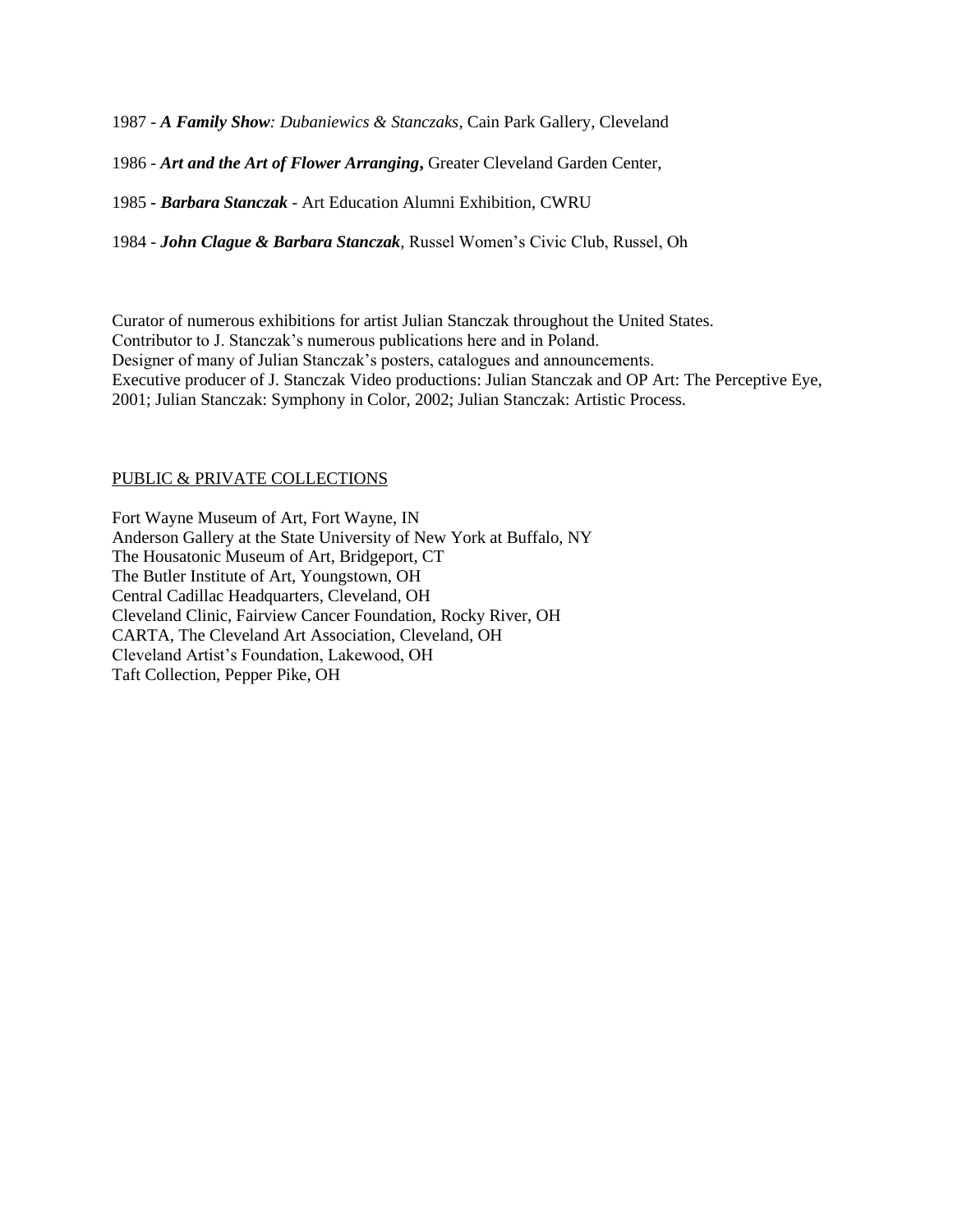1987 - ***A Family Show****: Dubaniewics & Stanczaks*, Cain Park Gallery, Cleveland

1986 - ***Art and the Art of Flower Arranging*****,** Greater Cleveland Garden Center,

1985 - ***Barbara Stanczak*** - Art Education Alumni Exhibition, CWRU

1984 - ***John Clague & Barbara Stanczak****,* Russel Women's Civic Club, Russel, Oh

Curator of numerous exhibitions for artist Julian Stanczak throughout the United States.
Contributor to J. Stanczak's numerous publications here and in Poland.
Designer of many of Julian Stanczak's posters, catalogues and announcements.
Executive producer of J. Stanczak Video productions: Julian Stanczak and OP Art: The Perceptive Eye, 2001; Julian Stanczak: Symphony in Color, 2002; Julian Stanczak: Artistic Process.

PUBLIC & PRIVATE COLLECTIONS

Fort Wayne Museum of Art, Fort Wayne, IN
Anderson Gallery at the State University of New York at Buffalo, NY
The Housatonic Museum of Art, Bridgeport, CT
The Butler Institute of Art, Youngstown, OH
Central Cadillac Headquarters, Cleveland, OH
Cleveland Clinic, Fairview Cancer Foundation, Rocky River, OH
CARTA, The Cleveland Art Association, Cleveland, OH
Cleveland Artist's Foundation, Lakewood, OH
Taft Collection, Pepper Pike, OH